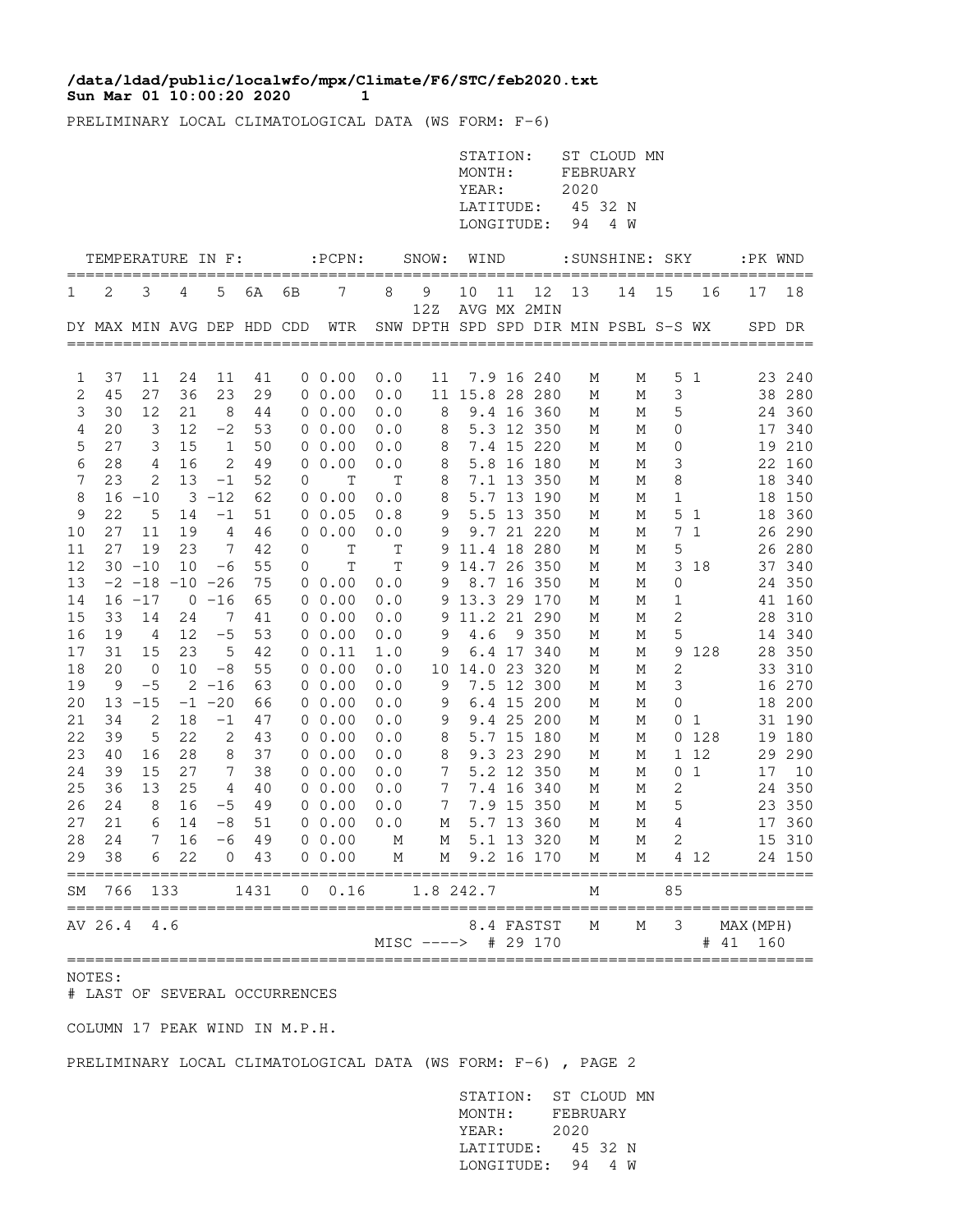/data/ldad/public/localwfo/mpx/Climate/F6/STC/feb2020.txt
Sun Mar 01 10:00:20 2020 1

PRELIMINARY LOCAL CLIMATOLOGICAL DATA (WS FORM: F-6)

STATION: ST CLOUD MN
MONTH: FEBRUARY
YEAR: 2020
LATITUDE: 45 32 N
LONGITUDE: 94 4 W

| TEMPERATURE IN F: | | | | | | | :PCPN: | SNOW: | | WIND | | | :SUNSHINE: | | SKY | | :PK WND | |
|---|---|---|---|---|---|---|---|---|---|---|---|---|---|---|---|---|---|---|
| 1 | 2 | 3 | 4 | 5 | 6A | 6B | 7 | 8 | 9 12Z | 10 AVG | 11 MX | 12 2MIN | 13 | 14 | 15 | 16 | 17 | 18 |
| DY | MAX | MIN | AVG | DEP | HDD | CDD | WTR | SNW | DPTH | SPD | SPD | DIR | MIN | PSBL | S-S | WX | SPD | DR |
| 1 | 37 | 11 | 24 | 11 | 41 | 0 | 0.00 | 0.0 | 11 | 7.9 | 16 | 240 | M | M | 5 | 1 | 23 | 240 |
| 2 | 45 | 27 | 36 | 23 | 29 | 0 | 0.00 | 0.0 | 11 | 15.8 | 28 | 280 | M | M | 3 | | 38 | 280 |
| 3 | 30 | 12 | 21 | 8 | 44 | 0 | 0.00 | 0.0 | 8 | 9.4 | 16 | 360 | M | M | 5 | | 24 | 360 |
| 4 | 20 | 3 | 12 | -2 | 53 | 0 | 0.00 | 0.0 | 8 | 5.3 | 12 | 350 | M | M | 0 | | 17 | 340 |
| 5 | 27 | 3 | 15 | 1 | 50 | 0 | 0.00 | 0.0 | 8 | 7.4 | 15 | 220 | M | M | 0 | | 19 | 210 |
| 6 | 28 | 4 | 16 | 2 | 49 | 0 | 0.00 | 0.0 | 8 | 5.8 | 16 | 180 | M | M | 3 | | 22 | 160 |
| 7 | 23 | 2 | 13 | -1 | 52 | 0 | T | T | 8 | 7.1 | 13 | 350 | M | M | 8 | | 18 | 340 |
| 8 | 16 | -10 | 3 | -12 | 62 | 0 | 0.00 | 0.0 | 8 | 5.7 | 13 | 190 | M | M | 1 | | 18 | 150 |
| 9 | 22 | 5 | 14 | -1 | 51 | 0 | 0.05 | 0.8 | 9 | 5.5 | 13 | 350 | M | M | 5 | 1 | 18 | 360 |
| 10 | 27 | 11 | 19 | 4 | 46 | 0 | 0.00 | 0.0 | 9 | 9.7 | 21 | 220 | M | M | 7 | 1 | 26 | 290 |
| 11 | 27 | 19 | 23 | 7 | 42 | 0 | T | T | 9 | 11.4 | 18 | 280 | M | M | 5 | | 26 | 280 |
| 12 | 30 | -10 | 10 | -6 | 55 | 0 | T | T | 9 | 14.7 | 26 | 350 | M | M | 3 | 18 | 37 | 340 |
| 13 | -2 | -18 | -10 | -26 | 75 | 0 | 0.00 | 0.0 | 9 | 8.7 | 16 | 350 | M | M | 0 | | 24 | 350 |
| 14 | 16 | -17 | 0 | -16 | 65 | 0 | 0.00 | 0.0 | 9 | 13.3 | 29 | 170 | M | M | 1 | | 41 | 160 |
| 15 | 33 | 14 | 24 | 7 | 41 | 0 | 0.00 | 0.0 | 9 | 11.2 | 21 | 290 | M | M | 2 | | 28 | 310 |
| 16 | 19 | 4 | 12 | -5 | 53 | 0 | 0.00 | 0.0 | 9 | 4.6 | 9 | 350 | M | M | 5 | | 14 | 340 |
| 17 | 31 | 15 | 23 | 5 | 42 | 0 | 0.11 | 1.0 | 9 | 8.7 | 16 | 340 | M | M | 9 | 128 | 28 | 350 |
| 18 | 20 | 0 | 10 | -8 | 55 | 0 | 0.00 | 0.0 | 10 | 14.0 | 23 | 320 | M | M | 2 | | 33 | 310 |
| 19 | 9 | -5 | 2 | -16 | 63 | 0 | 0.00 | 0.0 | 9 | 7.5 | 12 | 300 | M | M | 3 | | 16 | 270 |
| 20 | 13 | -15 | -1 | -20 | 66 | 0 | 0.00 | 0.0 | 9 | 6.4 | 15 | 200 | M | M | 0 | | 18 | 200 |
| 21 | 34 | 2 | 18 | -1 | 47 | 0 | 0.00 | 0.0 | 9 | 9.4 | 25 | 200 | M | M | 0 | 1 | 31 | 190 |
| 22 | 39 | 5 | 22 | 2 | 43 | 0 | 0.00 | 0.0 | 8 | 5.7 | 15 | 180 | M | M | 0 | 128 | 19 | 180 |
| 23 | 40 | 16 | 28 | 8 | 37 | 0 | 0.00 | 0.0 | 8 | 9.3 | 23 | 290 | M | M | 1 | 12 | 29 | 290 |
| 24 | 39 | 15 | 27 | 7 | 38 | 0 | 0.00 | 0.0 | 7 | 5.2 | 12 | 350 | M | M | 0 | 1 | 17 | 10 |
| 25 | 36 | 13 | 25 | 4 | 40 | 0 | 0.00 | 0.0 | 7 | 7.4 | 16 | 340 | M | M | 2 | | 24 | 350 |
| 26 | 24 | 8 | 16 | -5 | 49 | 0 | 0.00 | 0.0 | 7 | 7.9 | 15 | 350 | M | M | 5 | | 23 | 350 |
| 27 | 21 | 6 | 14 | -8 | 51 | 0 | 0.00 | 0.0 | M | 5.7 | 13 | 360 | M | M | 4 | | 17 | 360 |
| 28 | 24 | 7 | 16 | -6 | 49 | 0 | 0.00 | M | M | 5.1 | 13 | 320 | M | M | 2 | | 15 | 310 |
| 29 | 38 | 6 | 22 | 0 | 43 | 0 | 0.00 | M | M | 9.2 | 16 | 170 | M | M | 4 | 12 | 24 | 150 |
| SM | 766 | 133 | | | 1431 | 0 | 0.16 | 1.8 | | 242.7 | | | M | | 85 | | | |
| AV | 26.4 | 4.6 | | | | | | | | 8.4 | FASTST | | M | M | 3 | | MAX(MPH) | |
| | | | | | | | | MISC ----> | | | # 29 | 170 | | | | | # 41 | 160 |

NOTES:
# LAST OF SEVERAL OCCURRENCES

COLUMN 17 PEAK WIND IN M.P.H.

PRELIMINARY LOCAL CLIMATOLOGICAL DATA (WS FORM: F-6) , PAGE 2

STATION: ST CLOUD MN
MONTH: FEBRUARY
YEAR: 2020
LATITUDE: 45 32 N
LONGITUDE: 94 4 W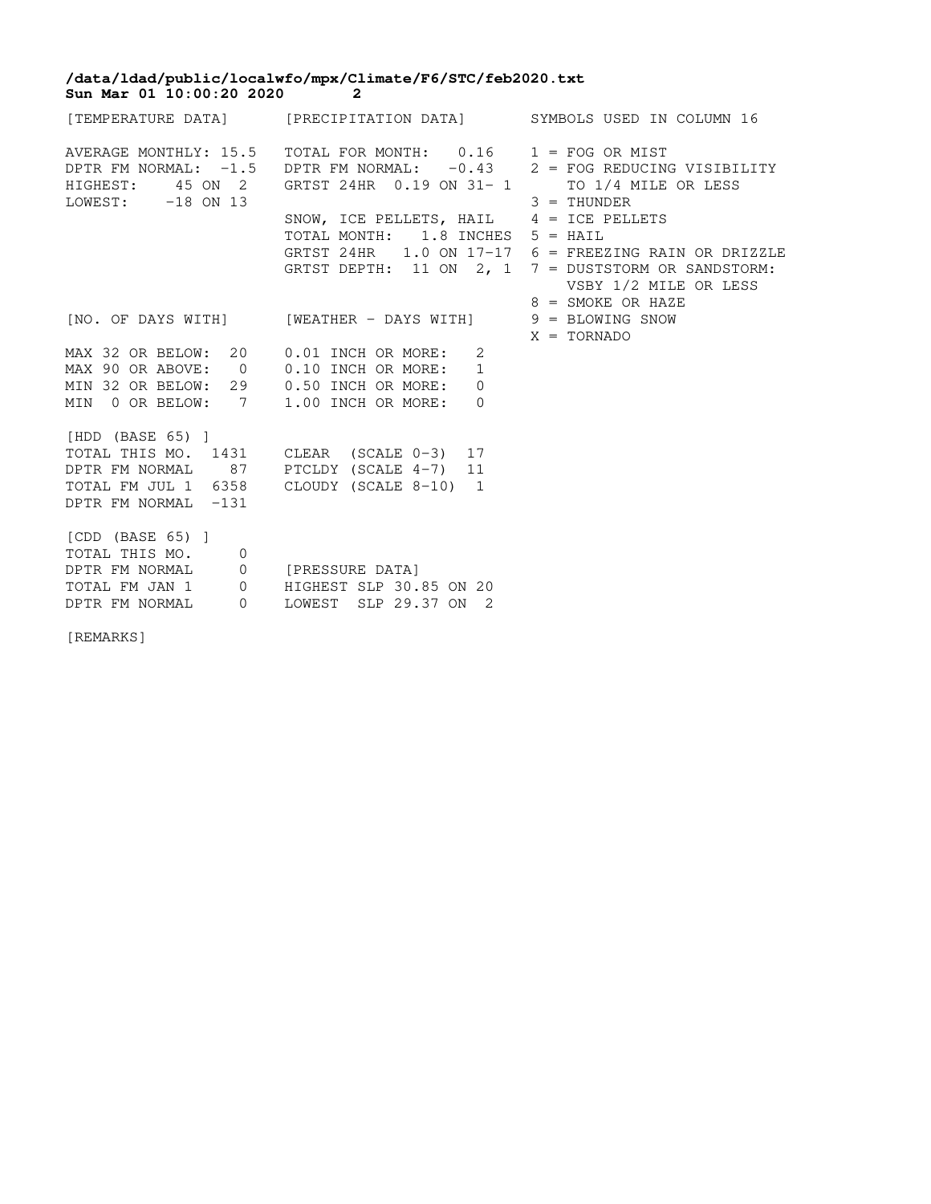```
[TEMPERATURE DATA]       [PRECIPITATION DATA]       SYMBOLS USED IN COLUMN 16

AVERAGE MONTHLY: 15.5   TOTAL FOR MONTH:   0.16    1 = FOG OR MIST
DPTR FM NORMAL:  -1.5   DPTR FM NORMAL:   -0.43    2 = FOG REDUCING VISIBILITY
HIGHEST:    45 ON  2    GRTST 24HR  0.19 ON 31- 1      TO 1/4 MILE OR LESS
LOWEST:    -18 ON 13                               3 = THUNDER
                        SNOW, ICE PELLETS, HAIL    4 = ICE PELLETS
                        TOTAL MONTH:   1.8 INCHES  5 = HAIL
                        GRTST 24HR   1.0 ON 17-17  6 = FREEZING RAIN OR DRIZZLE
                        GRTST DEPTH:  11 ON  2, 1  7 = DUSTSTORM OR SANDSTORM:
                                                       VSBY 1/2 MILE OR LESS
                                                   8 = SMOKE OR HAZE
[NO. OF DAYS WITH]      [WEATHER - DAYS WITH]      9 = BLOWING SNOW
                                                   X = TORNADO
MAX 32 OR BELOW:  20    0.01 INCH OR MORE:   2
MAX 90 OR ABOVE:   0    0.10 INCH OR MORE:   1
MIN 32 OR BELOW:  29    0.50 INCH OR MORE:   0
MIN  0 OR BELOW:   7    1.00 INCH OR MORE:   0

[HDD (BASE 65) ]
TOTAL THIS MO.  1431    CLEAR  (SCALE 0-3)  17
DPTR FM NORMAL    87    PTCLDY (SCALE 4-7)  11
TOTAL FM JUL 1  6358    CLOUDY (SCALE 8-10)  1
DPTR FM NORMAL  -131

[CDD (BASE 65) ]
TOTAL THIS MO.     0
DPTR FM NORMAL     0    [PRESSURE DATA]
TOTAL FM JAN 1     0    HIGHEST SLP 30.85 ON 20
DPTR FM NORMAL     0    LOWEST  SLP 29.37 ON  2

[REMARKS]
```